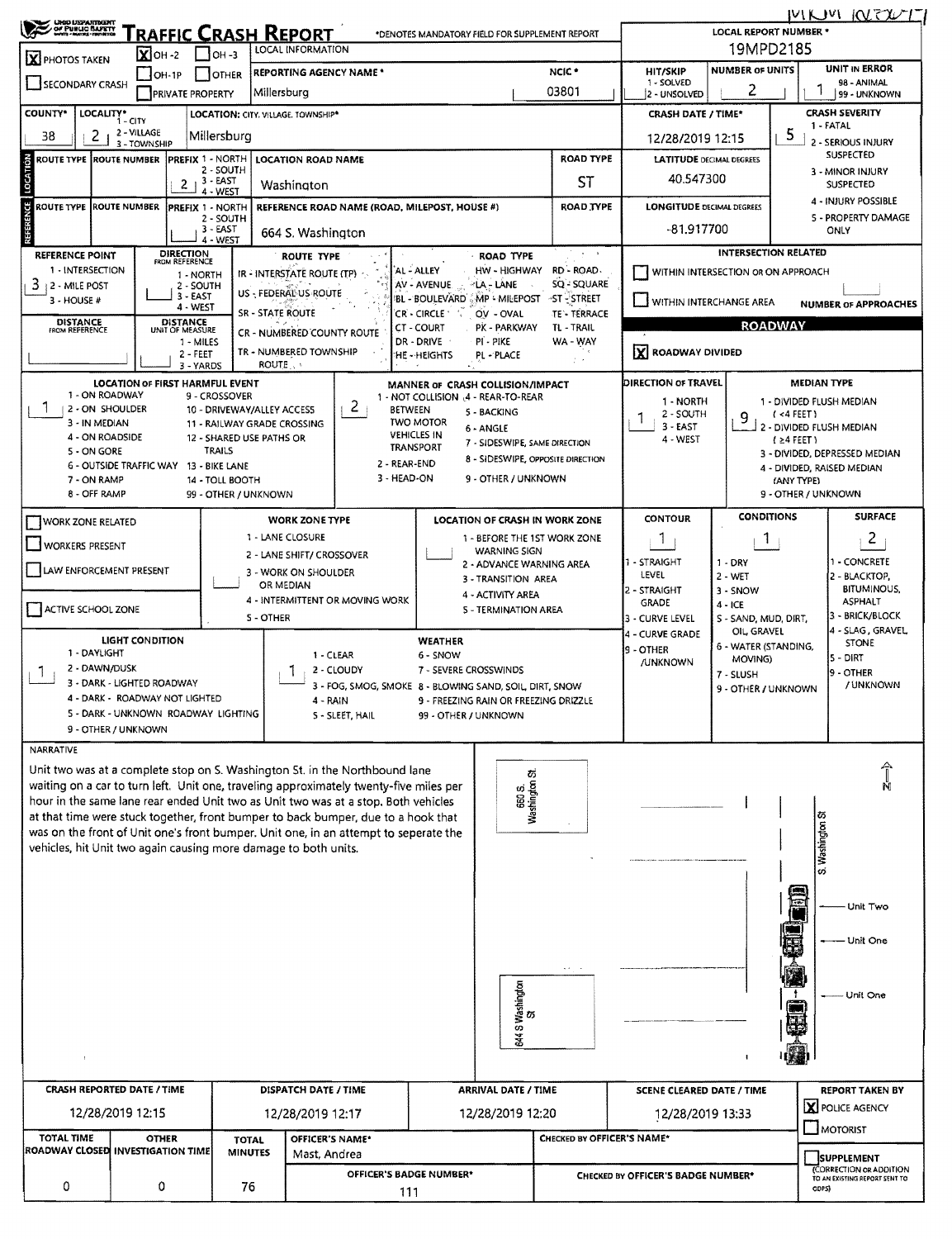# TRAFFIC CRASH REPORT

Ohio Department of Public Safety

*DENOTES MANDATORY FIELD FOR SUPPLEMENT REPORT

MKM 12/30/19

| Field | Value |
|---|---|
| PHOTOS TAKEN | [X] |
| SECONDARY CRASH | [ ] |
| OH-2 | [X] |
| OH-1P | [ ] |
| OH-3 | [ ] |
| OTHER | [ ] |
| PRIVATE PROPERTY | [ ] |
| LOCAL INFORMATION | |
| REPORTING AGENCY NAME* | Millersburg |
| NCIC* | 03801 |
| LOCAL REPORT NUMBER* | 19MPD2185 |
| HIT/SKIP (1 - SOLVED, 2 - UNSOLVED) | |
| NUMBER OF UNITS | 2 |
| UNIT IN ERROR (98 - ANIMAL, 99 - UNKNOWN) | 1 |
| COUNTY* | 38 |
| LOCALITY* (1 - CITY, 2 - VILLAGE, 3 - TOWNSHIP) | 2 |
| LOCATION: CITY, VILLAGE, TOWNSHIP* | Millersburg |
| CRASH DATE / TIME* | 12/28/2019 12:15 |
| CRASH SEVERITY (1 - FATAL, 2 - SERIOUS INJURY SUSPECTED, 3 - MINOR INJURY SUSPECTED, 4 - INJURY POSSIBLE, 5 - PROPERTY DAMAGE ONLY) | 5 |

## LOCATION

| ROUTE TYPE | ROUTE NUMBER | PREFIX (1 - NORTH, 2 - SOUTH, 3 - EAST, 4 - WEST) | LOCATION ROAD NAME | ROAD TYPE |
|---|---|---|---|---|
| | | 2 | Washington | ST |

LATITUDE DECIMAL DEGREES: 40.547300

## REFERENCE

| ROUTE TYPE | ROUTE NUMBER | PREFIX (1 - NORTH, 2 - SOUTH, 3 - EAST, 4 - WEST) | REFERENCE ROAD NAME (ROAD, MILEPOST, HOUSE #) | ROAD TYPE |
|---|---|---|---|---|
| | | | 664 S. Washington | |

LONGITUDE DECIMAL DEGREES: -81.917700

| Field | Value |
|---|---|
| REFERENCE POINT (1 - INTERSECTION, 2 - MILE POST, 3 - HOUSE #) | 3 |
| DIRECTION FROM REFERENCE (1 - NORTH, 2 - SOUTH, 3 - EAST, 4 - WEST) | |
| DISTANCE FROM REFERENCE | |
| DISTANCE UNIT OF MEASURE (1 - MILES, 2 - FEET, 3 - YARDS) | |

ROUTE TYPE: IR - INTERSTATE ROUTE (TP); US - FEDERAL US ROUTE; SR - STATE ROUTE; CR - NUMBERED COUNTY ROUTE; TR - NUMBERED TOWNSHIP ROUTE

ROAD TYPE: AL - ALLEY; AV - AVENUE; BL - BOULEVARD; CR - CIRCLE; CT - COURT; DR - DRIVE; HE - HEIGHTS; HW - HIGHWAY; LA - LANE; MP - MILEPOST; OV - OVAL; PK - PARKWAY; PI - PIKE; PL - PLACE; RD - ROAD; SQ - SQUARE; ST - STREET; TE - TERRACE; TL - TRAIL; WA - WAY

## INTERSECTION RELATED

- [ ] WITHIN INTERSECTION OR ON APPROACH
- [ ] WITHIN INTERCHANGE AREA
- NUMBER OF APPROACHES:

## ROADWAY

- [X] ROADWAY DIVIDED

| Field | Value |
|---|---|
| LOCATION OF FIRST HARMFUL EVENT | 1 |
| MANNER OF CRASH COLLISION/IMPACT | 2 |
| DIRECTION OF TRAVEL | 1 |
| MEDIAN TYPE | 9 |

LOCATION OF FIRST HARMFUL EVENT: 1 - ON ROADWAY; 2 - ON SHOULDER; 3 - IN MEDIAN; 4 - ON ROADSIDE; 5 - ON GORE; 6 - OUTSIDE TRAFFIC WAY; 7 - ON RAMP; 8 - OFF RAMP; 9 - CROSSOVER; 10 - DRIVEWAY/ALLEY ACCESS; 11 - RAILWAY GRADE CROSSING; 12 - SHARED USE PATHS OR TRAILS; 13 - BIKE LANE; 14 - TOLL BOOTH; 99 - OTHER / UNKNOWN

MANNER OF CRASH COLLISION/IMPACT: 1 - NOT COLLISION BETWEEN TWO MOTOR VEHICLES IN TRANSPORT; 2 - REAR-END; 3 - HEAD-ON; 4 - REAR-TO-REAR; 5 - BACKING; 6 - ANGLE; 7 - SIDESWIPE, SAME DIRECTION; 8 - SIDESWIPE, OPPOSITE DIRECTION; 9 - OTHER / UNKNOWN

DIRECTION OF TRAVEL: 1 - NORTH; 2 - SOUTH; 3 - EAST; 4 - WEST

MEDIAN TYPE: 1 - DIVIDED FLUSH MEDIAN (<4 FEET); 2 - DIVIDED FLUSH MEDIAN (≥4 FEET); 3 - DIVIDED, DEPRESSED MEDIAN; 4 - DIVIDED, RAISED MEDIAN (ANY TYPE); 9 - OTHER / UNKNOWN

## WORK ZONE

- [ ] WORK ZONE RELATED
- [ ] WORKERS PRESENT
- [ ] LAW ENFORCEMENT PRESENT
- [ ] ACTIVE SCHOOL ZONE

WORK ZONE TYPE: 1 - LANE CLOSURE; 2 - LANE SHIFT/ CROSSOVER; 3 - WORK ON SHOULDER OR MEDIAN; 4 - INTERMITTENT OR MOVING WORK; 5 - OTHER

LOCATION OF CRASH IN WORK ZONE: 1 - BEFORE THE 1ST WORK ZONE WARNING SIGN; 2 - ADVANCE WARNING AREA; 3 - TRANSITION AREA; 4 - ACTIVITY AREA; 5 - TERMINATION AREA

| Field | Value |
|---|---|
| CONTOUR | 1 |
| CONDITIONS | 1 |
| SURFACE | 2 |
| LIGHT CONDITION | 1 |
| WEATHER | 1 |

CONTOUR: 1 - STRAIGHT LEVEL; 2 - STRAIGHT GRADE; 3 - CURVE LEVEL; 4 - CURVE GRADE; 9 - OTHER /UNKNOWN

CONDITIONS: 1 - DRY; 2 - WET; 3 - SNOW; 4 - ICE; 5 - SAND, MUD, DIRT, OIL, GRAVEL; 6 - WATER (STANDING, MOVING); 7 - SLUSH; 9 - OTHER / UNKNOWN

SURFACE: 1 - CONCRETE; 2 - BLACKTOP, BITUMINOUS, ASPHALT; 3 - BRICK/BLOCK; 4 - SLAG, GRAVEL, STONE; 5 - DIRT; 9 - OTHER / UNKNOWN

LIGHT CONDITION: 1 - DAYLIGHT; 2 - DAWN/DUSK; 3 - DARK - LIGHTED ROADWAY; 4 - DARK - ROADWAY NOT LIGHTED; 5 - DARK - UNKNOWN ROADWAY LIGHTING; 9 - OTHER / UNKNOWN

WEATHER: 1 - CLEAR; 2 - CLOUDY; 3 - FOG, SMOG, SMOKE; 4 - RAIN; 5 - SLEET, HAIL; 6 - SNOW; 7 - SEVERE CROSSWINDS; 8 - BLOWING SAND, SOIL, DIRT, SNOW; 9 - FREEZING RAIN OR FREEZING DRIZZLE; 99 - OTHER / UNKNOWN

## NARRATIVE

Unit two was at a complete stop on S. Washington St. in the Northbound lane waiting on a car to turn left. Unit one, traveling approximately twenty-five miles per hour in the same lane rear ended Unit two as Unit two was at a stop. Both vehicles at that time were stuck together, front bumper to back bumper, due to a hook that was on the front of Unit one's front bumper. Unit one, in an attempt to seperate the vehicles, hit Unit two again causing more damage to both units.

Diagram labels: 660 S. Washington St.; 644 S Washington St; S. Washington St; N; Unit Two; Unit One; Unit One

| CRASH REPORTED DATE / TIME | DISPATCH DATE / TIME | ARRIVAL DATE / TIME | SCENE CLEARED DATE / TIME | REPORT TAKEN BY |
|---|---|---|---|---|
| 12/28/2019 12:15 | 12/28/2019 12:17 | 12/28/2019 12:20 | 12/28/2019 13:33 | [X] POLICE AGENCY [ ] MOTORIST |

| TOTAL TIME ROADWAY CLOSED | OTHER INVESTIGATION TIME | TOTAL MINUTES | OFFICER'S NAME* | CHECKED BY OFFICER'S NAME* | |
|---|---|---|---|---|---|
| 0 | 0 | 76 | Mast, Andrea | | [ ] SUPPLEMENT (CORRECTION OR ADDITION TO AN EXISTING REPORT SENT TO ODPS) |
| | | | OFFICER'S BADGE NUMBER*: 111 | CHECKED BY OFFICER'S BADGE NUMBER*: | |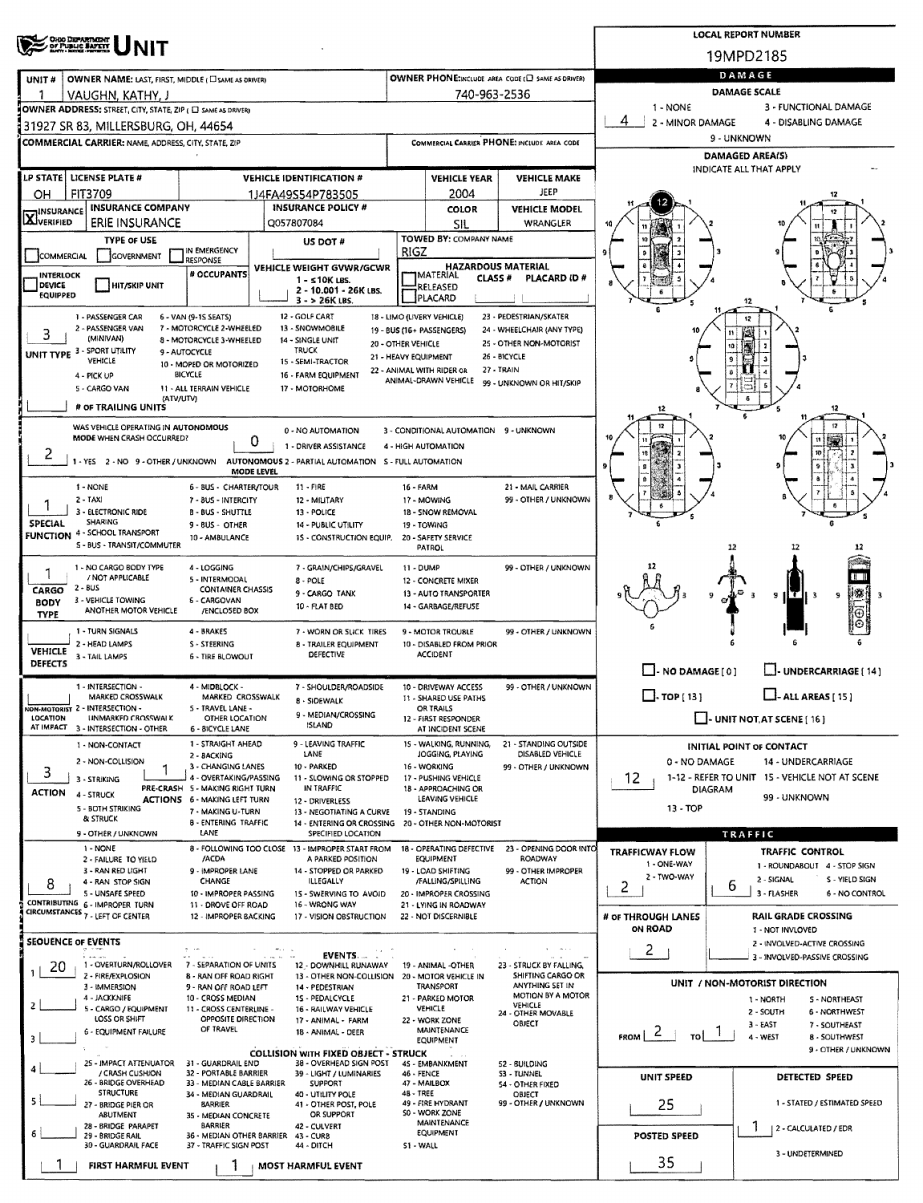# UNIT

**LOCAL REPORT NUMBER:** 19MPD2185

| | |
|---|---|
| UNIT # | 1 |
| OWNER NAME: LAST, FIRST, MIDDLE | VAUGHN, KATHY, J |
| OWNER PHONE | 740-963-2536 |
| OWNER ADDRESS | 31927 SR 83, MILLERSBURG, OH, 44654 |
| COMMERCIAL CARRIER | |
| COMMERCIAL CARRIER PHONE | |

| LP STATE | LICENSE PLATE # | VEHICLE IDENTIFICATION # | VEHICLE YEAR | VEHICLE MAKE |
|---|---|---|---|---|
| OH | FIT3709 | 1J4FA49S54P783505 | 2004 | JEEP |

| INSURANCE | INSURANCE COMPANY | INSURANCE POLICY # | COLOR | VEHICLE MODEL |
|---|---|---|---|---|
| X VERIFIED | ERIE INSURANCE | Q057807084 | SIL | WRANGLER |

TYPE OF USE: (none marked)
US DOT #:
TOWED BY: COMPANY NAME: RIGZ
HAZARDOUS MATERIAL:

## DAMAGE

DAMAGE SCALE: 4 (1 - NONE, 2 - MINOR DAMAGE, 3 - FUNCTIONAL DAMAGE, 4 - DISABLING DAMAGE, 9 - UNKNOWN)

DAMAGED AREA(S): 12

INITIAL POINT OF CONTACT: 12 (0 - NO DAMAGE, 1-12 - REFER TO UNIT DIAGRAM, 13 - TOP, 14 - UNDERCARRIAGE, 15 - VEHICLE NOT AT SCENE, 99 - UNKNOWN)

| Field | Value |
|---|---|
| UNIT TYPE | 3 - SPORT UTILITY VEHICLE |
| # OF TRAILING UNITS | |
| WAS VEHICLE OPERATING IN AUTONOMOUS MODE WHEN CRASH OCCURRED? | 2 - NO |
| AUTONOMOUS MODE LEVEL | 0 - NO AUTOMATION |
| SPECIAL FUNCTION | 1 - NONE |
| CARGO BODY TYPE | 1 - NO CARGO BODY TYPE / NOT APPLICABLE |
| VEHICLE DEFECTS | |
| NON-MOTORIST LOCATION AT IMPACT | |
| ACTION | 3 - STRIKING |
| PRE-CRASH ACTIONS | 1 - STRAIGHT AHEAD |
| CONTRIBUTING CIRCUMSTANCES | 8 - FOLLOWING TOO CLOSE /ACDA |

## SEQUENCE OF EVENTS

| # | Event |
|---|---|
| 1 | 20 - MOTOR VEHICLE IN TRANSPORT |
| 2 | |
| 3 | |
| 4 | |
| 5 | |
| 6 | |

FIRST HARMFUL EVENT: 1
MOST HARMFUL EVENT: 1

## TRAFFIC

| Field | Value |
|---|---|
| TRAFFICWAY FLOW | 2 - TWO-WAY |
| TRAFFIC CONTROL | 6 - NO CONTROL |
| # OF THROUGH LANES ON ROAD | 2 |
| RAIL GRADE CROSSING | |

UNIT / NON-MOTORIST DIRECTION: FROM 2 (SOUTH) TO 1 (NORTH)

| UNIT SPEED | DETECTED SPEED |
|---|---|
| 25 | 1 - STATED / ESTIMATED SPEED |

POSTED SPEED: 35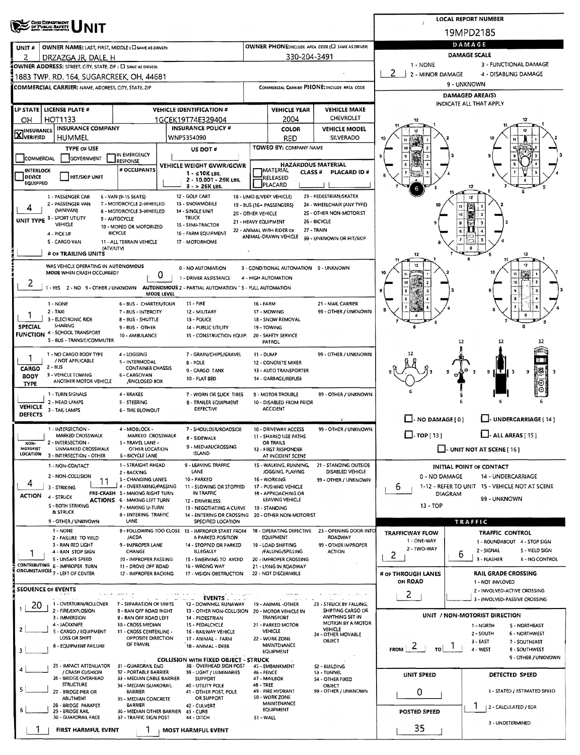# UNIT

**LOCAL REPORT NUMBER:** 19MPD2185

| UNIT # | OWNER NAME: LAST, FIRST, MIDDLE (☐ SAME AS DRIVER) | OWNER PHONE: INCLUDE AREA CODE (☐ SAME AS DRIVER) |
|---|---|---|
| 2 | DRZAZGA JR, DALE, H | 330-204-3491 |

**OWNER ADDRESS:** STREET, CITY, STATE, ZIP (☐ SAME AS DRIVER)
1883 TWP. RD. 164, SUGARCREEK, OH, 44681

**COMMERCIAL CARRIER:** NAME, ADDRESS, CITY, STATE, ZIP

**COMMERCIAL CARRIER PHONE:** INCLUDE AREA CODE

| LP STATE | LICENSE PLATE # | VEHICLE IDENTIFICATION # | VEHICLE YEAR | VEHICLE MAKE |
|---|---|---|---|---|
| OH | HOT1133 | 1GCEK19T74E329404 | 2004 | CHEVROLET |

| ☒ INSURANCE VERIFIED | INSURANCE COMPANY | INSURANCE POLICY # | COLOR | VEHICLE MODEL |
|---|---|---|---|---|
| | HUMMEL | WNP5354090 | RED | SILVERADO |

**TYPE OF USE:** ☐ COMMERCIAL ☐ GOVERNMENT ☐ IN EMERGENCY RESPONSE

**US DOT #**

**TOWED BY:** COMPANY NAME

☐ INTERLOCK DEVICE EQUIPPED ☐ HIT/SKIP UNIT

**# OCCUPANTS**

**VEHICLE WEIGHT GVWR/GCWR:** 1 - ≤10K LBS. 2 - 10,001 - 26K LBS. 3 - > 26K LBS.

**HAZARDOUS MATERIAL:** ☐ MATERIAL RELEASED ☐ PLACARD — CLASS # — PLACARD ID #

**UNIT TYPE:** 4
1 - PASSENGER CAR, 2 - PASSENGER VAN (MINIVAN), 3 - SPORT UTILITY VEHICLE, 4 - PICK UP, 5 - CARGO VAN (ATV/UTV), 6 - VAN (9-15 SEATS), 7 - MOTORCYCLE 2-WHEELED, 8 - MOTORCYCLE 3-WHEELED, 9 - AUTOCYCLE, 10 - MOPED OR MOTORIZED BICYCLE, 11 - ALL TERRAIN VEHICLE, 12 - GOLF CART, 13 - SNOWMOBILE, 14 - SINGLE UNIT TRUCK, 15 - SEMI-TRACTOR, 16 - FARM EQUIPMENT, 17 - MOTORHOME, 18 - LIMO (LIVERY VEHICLE), 19 - BUS (16+ PASSENGERS), 20 - OTHER VEHICLE, 21 - HEAVY EQUIPMENT, 22 - ANIMAL WITH RIDER OR ANIMAL-DRAWN VEHICLE, 23 - PEDESTRIAN/SKATER, 24 - WHEELCHAIR (ANY TYPE), 25 - OTHER NON-MOTORIST, 26 - BICYCLE, 27 - TRAIN, 99 - UNKNOWN OR HIT/SKIP

**# OF TRAILING UNITS**

**WAS VEHICLE OPERATING IN AUTONOMOUS MODE WHEN CRASH OCCURRED?** 2
1 - YES 2 - NO 9 - OTHER / UNKNOWN

**AUTONOMOUS MODE LEVEL:** 0
0 - NO AUTOMATION, 1 - DRIVER ASSISTANCE, 2 - PARTIAL AUTOMATION, 3 - CONDITIONAL AUTOMATION, 4 - HIGH AUTOMATION, 5 - FULL AUTOMATION, 9 - UNKNOWN

**SPECIAL FUNCTION:** 1
1 - NONE, 2 - TAXI, 3 - ELECTRONIC RIDE SHARING, 4 - SCHOOL TRANSPORT, 5 - BUS - TRANSIT/COMMUTER, 6 - BUS - CHARTER/TOUR, 7 - BUS - INTERCITY, 8 - BUS - SHUTTLE, 9 - BUS - OTHER, 10 - AMBULANCE, 11 - FIRE, 12 - MILITARY, 13 - POLICE, 14 - PUBLIC UTILITY, 15 - CONSTRUCTION EQUIP., 16 - FARM, 17 - MOWING, 18 - SNOW REMOVAL, 19 - TOWING, 20 - SAFETY SERVICE PATROL, 21 - MAIL CARRIER, 99 - OTHER / UNKNOWN

**CARGO BODY TYPE:** 1
1 - NO CARGO BODY TYPE / NOT APPLICABLE, 2 - BUS, 3 - VEHICLE TOWING ANOTHER MOTOR VEHICLE, 4 - LOGGING, 5 - INTERMODAL CONTAINER CHASSIS, 6 - CARGOVAN /ENCLOSED BOX, 7 - GRAIN/CHIPS/GRAVEL, 8 - POLE, 9 - CARGO TANK, 10 - FLAT BED, 11 - DUMP, 12 - CONCRETE MIXER, 13 - AUTO TRANSPORTER, 14 - GARBAGE/REFUSE, 99 - OTHER / UNKNOWN

**VEHICLE DEFECTS:**
1 - TURN SIGNALS, 2 - HEAD LAMPS, 3 - TAIL LAMPS, 4 - BRAKES, 5 - STEERING, 6 - TIRE BLOWOUT, 7 - WORN OR SLICK TIRES, 8 - TRAILER EQUIPMENT DEFECTIVE, 9 - MOTOR TROUBLE, 10 - DISABLED FROM PRIOR ACCIDENT, 99 - OTHER / UNKNOWN

**NON-MOTORIST LOCATION:**
1 - INTERSECTION - MARKED CROSSWALK, 2 - INTERSECTION - UNMARKED CROSSWALK, 3 - INTERSECTION - OTHER, 4 - MIDBLOCK - MARKED CROSSWALK, 5 - TRAVEL LANE - OTHER LOCATION, 6 - BICYCLE LANE, 7 - SHOULDER/ROADSIDE, 8 - SIDEWALK, 9 - MEDIAN/CROSSING ISLAND, 10 - DRIVEWAY ACCESS, 11 - SHARED USE PATHS OR TRAILS, 12 - FIRST RESPONDER AT INCIDENT SCENE, 99 - OTHER / UNKNOWN

**ACTION:** 4
1 - NON-CONTACT, 2 - NON-COLLISION, 3 - STRIKING, 4 - STRUCK, 5 - BOTH STRIKING & STRUCK, 9 - OTHER / UNKNOWN

**PRE-CRASH ACTIONS:** 11
1 - STRAIGHT AHEAD, 2 - BACKING, 3 - CHANGING LANES, 4 - OVERTAKING/PASSING, 5 - MAKING RIGHT TURN, 6 - MAKING LEFT TURN, 7 - MAKING U-TURN, 8 - ENTERING TRAFFIC LANE, 9 - LEAVING TRAFFIC LANE, 10 - PARKED, 11 - SLOWING OR STOPPED IN TRAFFIC, 12 - DRIVERLESS, 13 - NEGOTIATING A CURVE, 14 - ENTERING OR CROSSING SPECIFIED LOCATION, 15 - WALKING, RUNNING, JOGGING, PLAYING, 16 - WORKING, 17 - PUSHING VEHICLE, 18 - APPROACHING OR LEAVING VEHICLE, 19 - STANDING, 20 - OTHER NON-MOTORIST, 21 - STANDING OUTSIDE DISABLED VEHICLE, 99 - OTHER / UNKNOWN

**CONTRIBUTING CIRCUMSTANCES:** 1
1 - NONE, 2 - FAILURE TO YIELD, 3 - RAN RED LIGHT, 4 - RAN STOP SIGN, 5 - UNSAFE SPEED, 6 - IMPROPER TURN, 7 - LEFT OF CENTER, 8 - FOLLOWING TOO CLOSE /ACDA, 9 - IMPROPER LANE CHANGE, 10 - IMPROPER PASSING, 11 - DROVE OFF ROAD, 12 - IMPROPER BACKING, 13 - IMPROPER START FROM A PARKED POSITION, 14 - STOPPED OR PARKED ILLEGALLY, 15 - SWERVING TO AVOID, 16 - WRONG WAY, 17 - VISION OBSTRUCTION, 18 - OPERATING DEFECTIVE EQUIPMENT, 19 - LOAD SHIFTING /FALLING/SPILLING, 20 - IMPROPER CROSSING, 21 - LYING IN ROADWAY, 22 - NOT DISCERNIBLE, 23 - OPENING DOOR INTO ROADWAY, 99 - OTHER IMPROPER ACTION

**SEQUENCE OF EVENTS:**
1: 20
2:
3:
4:
5:
6:

**EVENTS:**
1 - OVERTURN/ROLLOVER, 2 - FIRE/EXPLOSION, 3 - IMMERSION, 4 - JACKKNIFE, 5 - CARGO / EQUIPMENT LOSS OR SHIFT, 6 - EQUIPMENT FAILURE, 7 - SEPARATION OF UNITS, 8 - RAN OFF ROAD RIGHT, 9 - RAN OFF ROAD LEFT, 10 - CROSS MEDIAN, 11 - CROSS CENTERLINE - OPPOSITE DIRECTION OF TRAVEL, 12 - DOWNHILL RUNAWAY, 13 - OTHER NON-COLLISION, 14 - PEDESTRIAN, 15 - PEDALCYCLE, 16 - RAILWAY VEHICLE, 17 - ANIMAL - FARM, 18 - ANIMAL - DEER, 19 - ANIMAL -OTHER, 20 - MOTOR VEHICLE IN TRANSPORT, 21 - PARKED MOTOR VEHICLE, 22 - WORK ZONE MAINTENANCE EQUIPMENT, 23 - STRUCK BY FALLING, SHIFTING CARGO OR ANYTHING SET IN MOTION BY A MOTOR VEHICLE, 24 - OTHER MOVABLE OBJECT

**COLLISION WITH FIXED OBJECT - STRUCK:**
25 - IMPACT ATTENUATOR / CRASH CUSHION, 26 - BRIDGE OVERHEAD STRUCTURE, 27 - BRIDGE PIER OR ABUTMENT, 28 - BRIDGE PARAPET, 29 - BRIDGE RAIL, 30 - GUARDRAIL FACE, 31 - GUARDRAIL END, 32 - PORTABLE BARRIER, 33 - MEDIAN CABLE BARRIER, 34 - MEDIAN GUARDRAIL BARRIER, 35 - MEDIAN CONCRETE BARRIER, 36 - MEDIAN OTHER BARRIER, 37 - TRAFFIC SIGN POST, 38 - OVERHEAD SIGN POST, 39 - LIGHT / LUMINARIES SUPPORT, 40 - UTILITY POLE, 41 - OTHER POST, POLE OR SUPPORT, 42 - CULVERT, 43 - CURB, 44 - DITCH, 45 - EMBANKMENT, 46 - FENCE, 47 - MAILBOX, 48 - TREE, 49 - FIRE HYDRANT, 50 - WORK ZONE MAINTENANCE EQUIPMENT, 51 - WALL, 52 - BUILDING, 53 - TUNNEL, 54 - OTHER FIXED OBJECT, 99 - OTHER / UNKNOWN

**FIRST HARMFUL EVENT:** 1 **MOST HARMFUL EVENT:** 1

## DAMAGE

**DAMAGE SCALE:** 2
1 - NONE, 2 - MINOR DAMAGE, 3 - FUNCTIONAL DAMAGE, 4 - DISABLING DAMAGE, 9 - UNKNOWN

**DAMAGED AREA(S)** — INDICATE ALL THAT APPLY: 6

☐ - NO DAMAGE [ 0 ] ☐ - UNDERCARRIAGE [ 14 ]
☐ - TOP [ 13 ] ☐ - ALL AREAS [ 15 ]
☐ - UNIT NOT AT SCENE [ 16 ]

**INITIAL POINT OF CONTACT:** 6
0 - NO DAMAGE, 1-12 - REFER TO UNIT DIAGRAM, 13 - TOP, 14 - UNDERCARRIAGE, 15 - VEHICLE NOT AT SCENE, 99 - UNKNOWN

## TRAFFIC

**TRAFFICWAY FLOW:** 2
1 - ONE-WAY, 2 - TWO-WAY

**TRAFFIC CONTROL:** 6
1 - ROUNDABOUT, 2 - SIGNAL, 3 - FLASHER, 4 - STOP SIGN, 5 - YIELD SIGN, 6 - NO CONTROL

**# OF THROUGH LANES ON ROAD:** 2

**RAIL GRADE CROSSING:**
1 - NOT INVOLVED, 2 - INVOLVED-ACTIVE CROSSING, 3 - INVOLVED-PASSIVE CROSSING

**UNIT / NON-MOTORIST DIRECTION:** FROM 2 TO 1
1 - NORTH, 2 - SOUTH, 3 - EAST, 4 - WEST, 5 - NORTHEAST, 6 - NORTHWEST, 7 - SOUTHEAST, 8 - SOUTHWEST, 9 - OTHER / UNKNOWN

**UNIT SPEED:** 0

**DETECTED SPEED:** 1
1 - STATED / ESTIMATED SPEED, 2 - CALCULATED / EDR, 3 - UNDETERMINED

**POSTED SPEED:** 35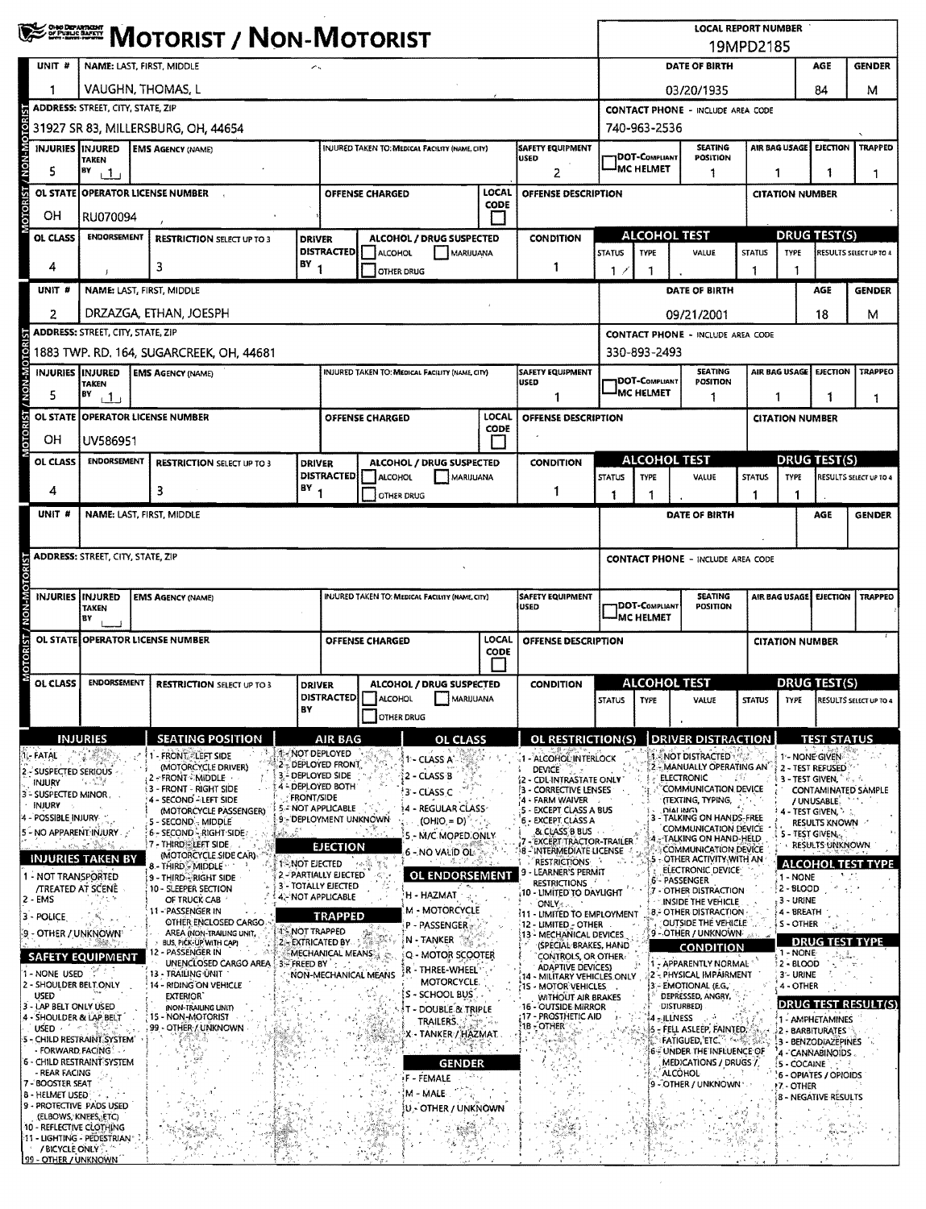# MOTORIST / NON-MOTORIST

LOCAL REPORT NUMBER: 19MPD2185

## Unit 1

| UNIT # | NAME: LAST, FIRST, MIDDLE | DATE OF BIRTH | AGE | GENDER |
|---|---|---|---|---|
| 1 | VAUGHN, THOMAS, L | 03/20/1935 | 84 | M |

ADDRESS: STREET, CITY, STATE, ZIP: 31927 SR 83, MILLERSBURG, OH, 44654

CONTACT PHONE - INCLUDE AREA CODE: 740-963-2536

| INJURIES | INJURED TAKEN BY | EMS AGENCY (NAME) | INJURED TAKEN TO: MEDICAL FACILITY (NAME, CITY) | SAFETY EQUIPMENT USED | DOT-COMPLIANT MC HELMET | SEATING POSITION | AIR BAG USAGE | EJECTION | TRAPPED |
|---|---|---|---|---|---|---|---|---|---|
| 5 | 1 | | | 2 | | 1 | 1 | 1 | 1 |

| OL STATE | OPERATOR LICENSE NUMBER | OFFENSE CHARGED | LOCAL CODE | OFFENSE DESCRIPTION | CITATION NUMBER |
|---|---|---|---|---|---|
| OH | RU070094 | | | | |

| OL CLASS | ENDORSEMENT | RESTRICTION SELECT UP TO 3 | DRIVER DISTRACTED BY | ALCOHOL / DRUG SUSPECTED | CONDITION | ALCOHOL TEST STATUS | ALCOHOL TEST TYPE | ALCOHOL TEST VALUE | DRUG TEST(S) STATUS | DRUG TEST(S) TYPE | RESULTS SELECT UP TO 4 |
|---|---|---|---|---|---|---|---|---|---|---|---|
| 4 | | 3 | 1 | ☐ ALCOHOL ☐ MARIJUANA ☐ OTHER DRUG | 1 | 1 | 1 | | 1 | 1 | |

## Unit 2

| UNIT # | NAME: LAST, FIRST, MIDDLE | DATE OF BIRTH | AGE | GENDER |
|---|---|---|---|---|
| 2 | DRZAZGA, ETHAN, JOESPH | 09/21/2001 | 18 | M |

ADDRESS: STREET, CITY, STATE, ZIP: 1883 TWP. RD. 164, SUGARCREEK, OH, 44681

CONTACT PHONE - INCLUDE AREA CODE: 330-893-2493

| INJURIES | INJURED TAKEN BY | EMS AGENCY (NAME) | INJURED TAKEN TO: MEDICAL FACILITY (NAME, CITY) | SAFETY EQUIPMENT USED | DOT-COMPLIANT MC HELMET | SEATING POSITION | AIR BAG USAGE | EJECTION | TRAPPED |
|---|---|---|---|---|---|---|---|---|---|
| 5 | 1 | | | 1 | | 1 | 1 | 1 | 1 |

| OL STATE | OPERATOR LICENSE NUMBER | OFFENSE CHARGED | LOCAL CODE | OFFENSE DESCRIPTION | CITATION NUMBER |
|---|---|---|---|---|---|
| OH | UV586951 | | | | |

| OL CLASS | ENDORSEMENT | RESTRICTION SELECT UP TO 3 | DRIVER DISTRACTED BY | ALCOHOL / DRUG SUSPECTED | CONDITION | ALCOHOL TEST STATUS | ALCOHOL TEST TYPE | ALCOHOL TEST VALUE | DRUG TEST(S) STATUS | DRUG TEST(S) TYPE | RESULTS SELECT UP TO 4 |
|---|---|---|---|---|---|---|---|---|---|---|---|
| 4 | | 3 | 1 | ☐ ALCOHOL ☐ MARIJUANA ☐ OTHER DRUG | 1 | 1 | 1 | | 1 | 1 | |

## Unit (blank)

| UNIT # | NAME: LAST, FIRST, MIDDLE | DATE OF BIRTH | AGE | GENDER |
|---|---|---|---|---|
| | | | | |

ADDRESS: STREET, CITY, STATE, ZIP

CONTACT PHONE - INCLUDE AREA CODE

| INJURIES | INJURED TAKEN BY | EMS AGENCY (NAME) | INJURED TAKEN TO: MEDICAL FACILITY (NAME, CITY) | SAFETY EQUIPMENT USED | DOT-COMPLIANT MC HELMET | SEATING POSITION | AIR BAG USAGE | EJECTION | TRAPPED |
|---|---|---|---|---|---|---|---|---|---|
| | | | | | | | | | |

| OL STATE | OPERATOR LICENSE NUMBER | OFFENSE CHARGED | LOCAL CODE | OFFENSE DESCRIPTION | CITATION NUMBER |
|---|---|---|---|---|---|
| | | | | | |

| OL CLASS | ENDORSEMENT | RESTRICTION SELECT UP TO 3 | DRIVER DISTRACTED BY | ALCOHOL / DRUG SUSPECTED | CONDITION | ALCOHOL TEST STATUS | ALCOHOL TEST TYPE | ALCOHOL TEST VALUE | DRUG TEST(S) STATUS | DRUG TEST(S) TYPE | RESULTS SELECT UP TO 4 |
|---|---|---|---|---|---|---|---|---|---|---|---|
| | | | | ☐ ALCOHOL ☐ MARIJUANA ☐ OTHER DRUG | | | | | | | |

## Codes

**INJURIES**
1 - FATAL
2 - SUSPECTED SERIOUS INJURY
3 - SUSPECTED MINOR INJURY
4 - POSSIBLE INJURY
5 - NO APPARENT INJURY

**INJURIES TAKEN BY**
1 - NOT TRANSPORTED /TREATED AT SCENE
2 - EMS
3 - POLICE
9 - OTHER / UNKNOWN

**SAFETY EQUIPMENT**
1 - NONE USED
2 - SHOULDER BELT ONLY USED
3 - LAP BELT ONLY USED
4 - SHOULDER & LAP BELT USED
5 - CHILD RESTRAINT SYSTEM - FORWARD FACING
6 - CHILD RESTRAINT SYSTEM - REAR FACING
7 - BOOSTER SEAT
8 - HELMET USED
9 - PROTECTIVE PADS USED (ELBOWS, KNEES, ETC)
10 - REFLECTIVE CLOTHING
11 - LIGHTING - PEDESTRIAN / BICYCLE ONLY
99 - OTHER / UNKNOWN

**SEATING POSITION**
1 - FRONT - LEFT SIDE (MOTORCYCLE DRIVER)
2 - FRONT - MIDDLE
3 - FRONT - RIGHT SIDE
4 - SECOND - LEFT SIDE (MOTORCYCLE PASSENGER)
5 - SECOND - MIDDLE
6 - SECOND - RIGHT SIDE
7 - THIRD - LEFT SIDE (MOTORCYCLE SIDE CAR)
8 - THIRD - MIDDLE
9 - THIRD - RIGHT SIDE
10 - SLEEPER SECTION OF TRUCK CAB
11 - PASSENGER IN OTHER ENCLOSED CARGO AREA (NON-TRAILING UNIT, BUS, PICK-UP WITH CAP)
12 - PASSENGER IN UNENCLOSED CARGO AREA
13 - TRAILING UNIT
14 - RIDING ON VEHICLE EXTERIOR (NON-TRAILING UNIT)
15 - NON-MOTORIST
99 - OTHER / UNKNOWN

**AIR BAG**
1 - NOT DEPLOYED
2 - DEPLOYED FRONT
3 - DEPLOYED SIDE
4 - DEPLOYED BOTH FRONT/SIDE
5 - NOT APPLICABLE
9 - DEPLOYMENT UNKNOWN

**EJECTION**
1 - NOT EJECTED
2 - PARTIALLY EJECTED
3 - TOTALLY EJECTED
4 - NOT APPLICABLE

**TRAPPED**
1 - NOT TRAPPED
2 - EXTRICATED BY MECHANICAL MEANS
3 - FREED BY NON-MECHANICAL MEANS

**OL CLASS**
1 - CLASS A
2 - CLASS B
3 - CLASS C
4 - REGULAR CLASS (OHIO = D)
5 - M/C MOPED ONLY
6 - NO VALID OL

**OL ENDORSEMENT**
H - HAZMAT
M - MOTORCYCLE
P - PASSENGER
N - TANKER
Q - MOTOR SCOOTER
R - THREE-WHEEL MOTORCYCLE
S - SCHOOL BUS
T - DOUBLE & TRIPLE TRAILERS
X - TANKER / HAZMAT

**GENDER**
F - FEMALE
M - MALE
U - OTHER / UNKNOWN

**OL RESTRICTION(S)**
1 - ALCOHOL INTERLOCK DEVICE
2 - CDL INTRASTATE ONLY
3 - CORRECTIVE LENSES
4 - FARM WAIVER
5 - EXCEPT CLASS A BUS
6 - EXCEPT CLASS A & CLASS B BUS
7 - EXCEPT TRACTOR-TRAILER
8 - INTERMEDIATE LICENSE RESTRICTIONS
9 - LEARNER'S PERMIT RESTRICTIONS
10 - LIMITED TO DAYLIGHT ONLY
11 - LIMITED TO EMPLOYMENT
12 - LIMITED - OTHER
13 - MECHANICAL DEVICES (SPECIAL BRAKES, HAND CONTROLS, OR OTHER ADAPTIVE DEVICES)
14 - MILITARY VEHICLES ONLY
15 - MOTOR VEHICLES WITHOUT AIR BRAKES
16 - OUTSIDE MIRROR
17 - PROSTHETIC AID
18 - OTHER

**DRIVER DISTRACTION**
1 - NOT DISTRACTED
2 - MANUALLY OPERATING AN ELECTRONIC COMMUNICATION DEVICE (TEXTING, TYPING, DIALING)
3 - TALKING ON HANDS-FREE COMMUNICATION DEVICE
4 - TALKING ON HAND-HELD COMMUNICATION DEVICE
5 - OTHER ACTIVITY WITH AN ELECTRONIC DEVICE
6 - PASSENGER
7 - OTHER DISTRACTION INSIDE THE VEHICLE
8 - OTHER DISTRACTION OUTSIDE THE VEHICLE
9 - OTHER / UNKNOWN

**CONDITION**
1 - APPARENTLY NORMAL
2 - PHYSICAL IMPAIRMENT
3 - EMOTIONAL (E.G., DEPRESSED, ANGRY, DISTURBED)
4 - ILLNESS
5 - FELL ASLEEP, FAINTED, FATIGUED, ETC.
6 - UNDER THE INFLUENCE OF MEDICATIONS / DRUGS / ALCOHOL
9 - OTHER / UNKNOWN

**TEST STATUS**
1 - NONE GIVEN
2 - TEST REFUSED
3 - TEST GIVEN, CONTAMINATED SAMPLE / UNUSABLE
4 - TEST GIVEN, RESULTS KNOWN
5 - TEST GIVEN, RESULTS UNKNOWN

**ALCOHOL TEST TYPE**
1 - NONE
2 - BLOOD
3 - URINE
4 - BREATH
5 - OTHER

**DRUG TEST TYPE**
1 - NONE
2 - BLOOD
3 - URINE
4 - OTHER

**DRUG TEST RESULT(S)**
1 - AMPHETAMINES
2 - BARBITURATES
3 - BENZODIAZEPINES
4 - CANNABINOIDS
5 - COCAINE
6 - OPIATES / OPIOIDS
7 - OTHER
8 - NEGATIVE RESULTS